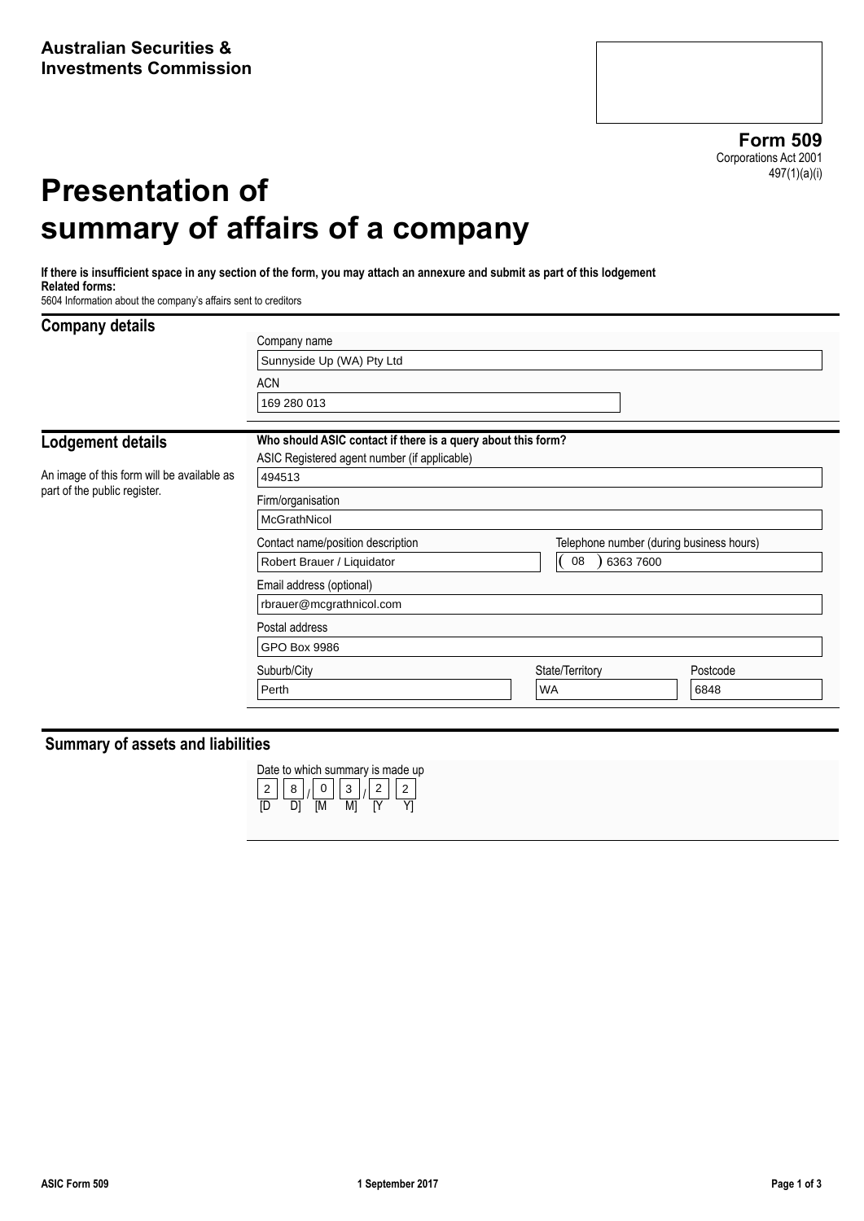**Australian Securities & Investments Commission**

**Form 509**
Corporations Act 2001
497(1)(a)(i)

# Presentation of summary of affairs of a company

**If there is insufficient space in any section of the form, you may attach an annexure and submit as part of this lodgement**
**Related forms:**
5604 Information about the company's affairs sent to creditors

## Company details

Company name
Sunnyside Up (WA) Pty Ltd

ACN
169 280 013

## Lodgement details

An image of this form will be available as part of the public register.

**Who should ASIC contact if there is a query about this form?**

ASIC Registered agent number (if applicable)
494513

Firm/organisation
McGrathNicol

Contact name/position description
Robert Brauer / Liquidator

Telephone number (during business hours)
( 08 ) 6363 7600

Email address (optional)
rbrauer@mcgrathnicol.com

Postal address
GPO Box 9986

Suburb/City
Perth

State/Territory
WA

Postcode
6848

## Summary of assets and liabilities

Date to which summary is made up
28/03/22
[D D] [M M] [Y Y]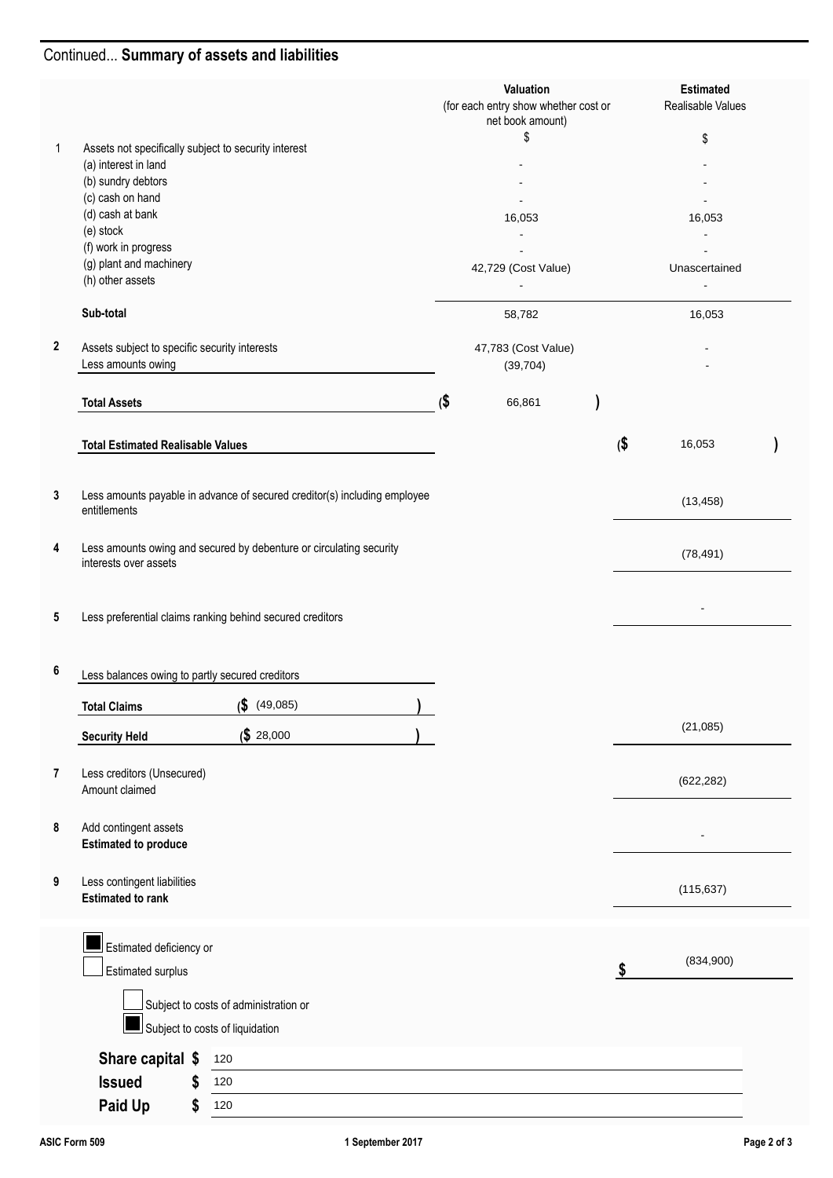## Continued... **Summary of assets and liabilities**

| | | Valuation (for each entry show whether cost or net book amount) | Estimated Realisable Values |
|---|---|---|---|
| | | $ | $ |
| 1 | Assets not specifically subject to security interest | | |
| | (a) interest in land | - | - |
| | (b) sundry debtors | - | - |
| | (c) cash on hand | - | - |
| | (d) cash at bank | 16,053 | 16,053 |
| | (e) stock | - | - |
| | (f) work in progress | - | - |
| | (g) plant and machinery | 42,729 (Cost Value) | Unascertained |
| | (h) other assets | - | - |
| | **Sub-total** | 58,782 | 16,053 |
| 2 | Assets subject to specific security interests | 47,783 (Cost Value) | - |
| | Less amounts owing | (39,704) | - |
| | **Total Assets** | ($ 66,861 ) | |
| | **Total Estimated Realisable Values** | | ($ 16,053 ) |
| 3 | Less amounts payable in advance of secured creditor(s) including employee entitlements | | (13,458) |
| 4 | Less amounts owing and secured by debenture or circulating security interests over assets | | (78,491) |
| 5 | Less preferential claims ranking behind secured creditors | | - |
| 6 | Less balances owing to partly secured creditors | | |
| | **Total Claims** ($ (49,085) ) | | |
| | **Security Held** ($ 28,000 ) | | (21,085) |
| 7 | Less creditors (Unsecured) Amount claimed | | (622,282) |
| 8 | Add contingent assets **Estimated to produce** | | - |
| 9 | Less contingent liabilities **Estimated to rank** | | (115,637) |

☒ Estimated deficiency or

☐ Estimated surplus

$ (834,900)

☐ Subject to costs of administration or

☒ Subject to costs of liquidation

**Share capital** $ 120

**Issued** $ 120

**Paid Up** $ 120

ASIC Form 509 — 1 September 2017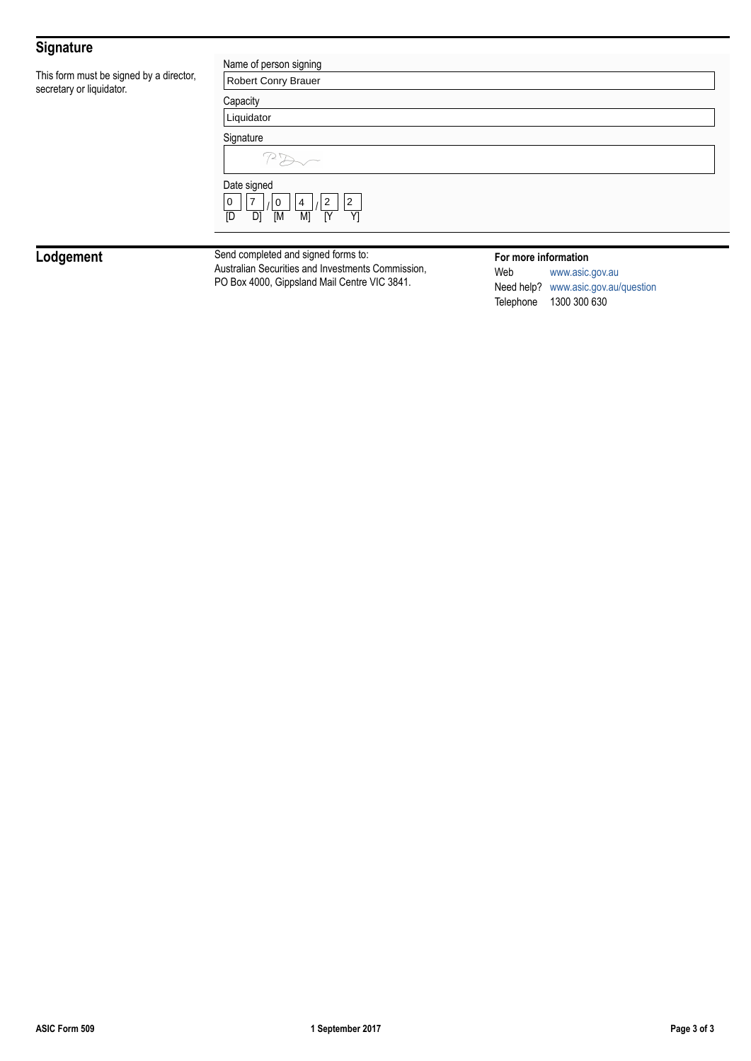## Signature

This form must be signed by a director, secretary or liquidator.

Name of person signing

Robert Conry Brauer

Capacity

Liquidator

Signature

Date signed

07/04/22
[D D] [M M] [Y Y]

## Lodgement

Send completed and signed forms to:
Australian Securities and Investments Commission,
PO Box 4000, Gippsland Mail Centre VIC 3841.

**For more information**

Web www.asic.gov.au
Need help? www.asic.gov.au/question
Telephone 1300 300 630

ASIC Form 509 1 September 2017